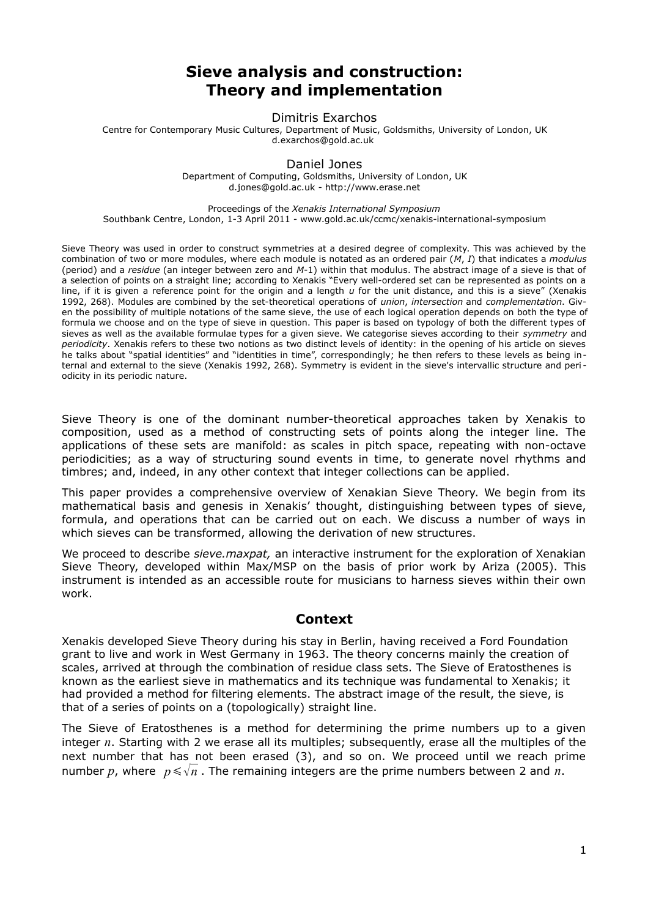# Sieve analysis and construction: Theory and implementation

Dimitris Exarchos
Centre for Contemporary Music Cultures, Department of Music, Goldsmiths, University of London, UK
d.exarchos@gold.ac.uk

Daniel Jones
Department of Computing, Goldsmiths, University of London, UK
d.jones@gold.ac.uk - http://www.erase.net

Proceedings of the *Xenakis International Symposium*
Southbank Centre, London, 1-3 April 2011 - www.gold.ac.uk/ccmc/xenakis-international-symposium

Sieve Theory was used in order to construct symmetries at a desired degree of complexity. This was achieved by the combination of two or more modules, where each module is notated as an ordered pair (*M*, *I*) that indicates a *modulus* (period) and a *residue* (an integer between zero and *M*-1) within that modulus. The abstract image of a sieve is that of a selection of points on a straight line; according to Xenakis "Every well-ordered set can be represented as points on a line, if it is given a reference point for the origin and a length *u* for the unit distance, and this is a sieve" (Xenakis 1992, 268). Modules are combined by the set-theoretical operations of *union*, *intersection* and *complementation*. Given the possibility of multiple notations of the same sieve, the use of each logical operation depends on both the type of formula we choose and on the type of sieve in question. This paper is based on typology of both the different types of sieves as well as the available formulae types for a given sieve. We categorise sieves according to their *symmetry* and *periodicity*. Xenakis refers to these two notions as two distinct levels of identity: in the opening of his article on sieves he talks about "spatial identities" and "identities in time", correspondingly; he then refers to these levels as being internal and external to the sieve (Xenakis 1992, 268). Symmetry is evident in the sieve's intervallic structure and periodicity in its periodic nature.

Sieve Theory is one of the dominant number-theoretical approaches taken by Xenakis to composition, used as a method of constructing sets of points along the integer line. The applications of these sets are manifold: as scales in pitch space, repeating with non-octave periodicities; as a way of structuring sound events in time, to generate novel rhythms and timbres; and, indeed, in any other context that integer collections can be applied.

This paper provides a comprehensive overview of Xenakian Sieve Theory. We begin from its mathematical basis and genesis in Xenakis' thought, distinguishing between types of sieve, formula, and operations that can be carried out on each. We discuss a number of ways in which sieves can be transformed, allowing the derivation of new structures.

We proceed to describe *sieve.maxpat,* an interactive instrument for the exploration of Xenakian Sieve Theory, developed within Max/MSP on the basis of prior work by Ariza (2005). This instrument is intended as an accessible route for musicians to harness sieves within their own work.

## Context

Xenakis developed Sieve Theory during his stay in Berlin, having received a Ford Foundation grant to live and work in West Germany in 1963. The theory concerns mainly the creation of scales, arrived at through the combination of residue class sets. The Sieve of Eratosthenes is known as the earliest sieve in mathematics and its technique was fundamental to Xenakis; it had provided a method for filtering elements. The abstract image of the result, the sieve, is that of a series of points on a (topologically) straight line.

The Sieve of Eratosthenes is a method for determining the prime numbers up to a given integer $n$. Starting with 2 we erase all its multiples; subsequently, erase all the multiples of the next number that has not been erased (3), and so on. We proceed until we reach prime number $p$, where $p \leqslant \sqrt{n}$. The remaining integers are the prime numbers between 2 and $n$.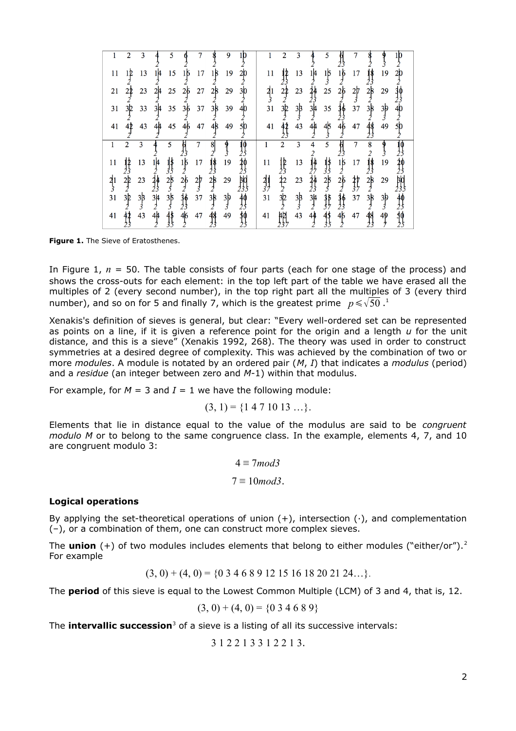| 1 | 2 | 3 | ~~4~~ (2) | 5 | ~~6~~ (2) | 7 | ~~8~~ (2) | 9 | ~~10~~ (2) |
|---|---|---|---|---|---|---|---|---|---|
| 11 | ~~12~~ (2) | 13 | ~~14~~ (2) | 15 | ~~16~~ (2) | 17 | ~~18~~ (2) | 19 | ~~20~~ (2) |
| 21 | ~~22~~ (2) | 23 | ~~24~~ (2) | 25 | ~~26~~ (2) | 27 | ~~28~~ (2) | 29 | ~~30~~ (2) |
| 31 | ~~32~~ (2) | 33 | ~~34~~ (2) | 35 | ~~36~~ (2) | 37 | ~~38~~ (2) | 39 | ~~40~~ (2) |
| 41 | ~~42~~ (2) | 43 | ~~44~~ (2) | 45 | ~~46~~ (2) | 47 | ~~48~~ (2) | 49 | ~~50~~ (2) |

| 1 | 2 | 3 | ~~4~~ (2) | 5 | ~~6~~ (2 3) | 7 | ~~8~~ (2) | ~~9~~ (3) | ~~10~~ (2) |
|---|---|---|---|---|---|---|---|---|---|
| 11 | ~~12~~ (2 3) | 13 | ~~14~~ (2) | ~~15~~ (3) | ~~16~~ (2) | 17 | ~~18~~ (2 3) | 19 | ~~20~~ (2) |
| ~~21~~ (3) | ~~22~~ (2) | 23 | ~~24~~ (2 3) | 25 | ~~26~~ (2) | ~~27~~ (3) | ~~28~~ (2) | 29 | ~~30~~ (2 3) |
| 31 | ~~32~~ (2) | ~~33~~ (3) | ~~34~~ (2) | 35 | ~~36~~ (2 3) | 37 | ~~38~~ (2) | ~~39~~ (3) | ~~40~~ (2) |
| 41 | ~~42~~ (2 3) | 43 | ~~44~~ (2) | ~~45~~ (3) | ~~46~~ (2) | 47 | ~~48~~ (2 3) | 49 | ~~50~~ (2) |

| 1 | 2 | 3 | ~~4~~ (2) | 5 | ~~6~~ (2 3) | 7 | ~~8~~ (2) | ~~9~~ (3) | ~~10~~ (2 5) |
|---|---|---|---|---|---|---|---|---|---|
| 11 | ~~12~~ (2 3) | 13 | ~~14~~ (2) | ~~15~~ (3 5) | ~~16~~ (2) | 17 | ~~18~~ (2 3) | 19 | ~~20~~ (2 5) |
| ~~21~~ (3) | ~~22~~ (2) | 23 | ~~24~~ (2 3) | ~~25~~ (5) | ~~26~~ (2) | ~~27~~ (3) | ~~28~~ (2) | 29 | ~~30~~ (2 3 5) |
| 31 | ~~32~~ (2) | ~~33~~ (3) | ~~34~~ (2) | ~~35~~ (5) | ~~36~~ (2 3) | 37 | ~~38~~ (2) | ~~39~~ (3) | ~~40~~ (2 5) |
| 41 | ~~42~~ (2 3) | 43 | ~~44~~ (2) | ~~45~~ (3 5) | ~~46~~ (2) | 47 | ~~48~~ (2 3) | 49 | ~~50~~ (2 5) |

| 1 | 2 | 3 | ~~4~~ (2) | 5 | ~~6~~ (2 3) | 7 | ~~8~~ (2) | ~~9~~ (3) | ~~10~~ (2 5) |
|---|---|---|---|---|---|---|---|---|---|
| 11 | ~~12~~ (2 3) | 13 | ~~14~~ (2 7) | ~~15~~ (3 5) | ~~16~~ (2) | 17 | ~~18~~ (2 3) | 19 | ~~20~~ (2 5) |
| ~~21~~ (3 7) | ~~22~~ (2) | 23 | ~~24~~ (2 3) | ~~25~~ (5) | ~~26~~ (2) | ~~27~~ (3 7) | ~~28~~ (2) | 29 | ~~30~~ (2 3 5) |
| 31 | ~~32~~ (2) | ~~33~~ (3) | ~~34~~ (2) | ~~35~~ (5 7) | ~~36~~ (2 3) | 37 | ~~38~~ (2) | ~~39~~ (3) | ~~40~~ (2 5) |
| 41 | ~~42~~ (2 3 7) | 43 | ~~44~~ (2) | ~~45~~ (3 5) | ~~46~~ (2) | 47 | ~~48~~ (2 3) | ~~49~~ (7) | ~~50~~ (2 5) |

**Figure 1.** The Sieve of Eratosthenes.

In Figure 1, $n$ = 50. The table consists of four parts (each for one stage of the process) and shows the cross-outs for each element: in the top left part of the table we have erased all the multiples of 2 (every second number), in the top right part all the multiples of 3 (every third number), and so on for 5 and finally 7, which is the greatest prime $p \leqslant \sqrt{50}$.[1]

Xenakis's definition of sieves is general, but clear: "Every well-ordered set can be represented as points on a line, if it is given a reference point for the origin and a length $u$ for the unit distance, and this is a sieve" (Xenakis 1992, 268). The theory was used in order to construct symmetries at a desired degree of complexity. This was achieved by the combination of two or more *modules*. A module is notated by an ordered pair ($M$, $I$) that indicates a *modulus* (period) and a *residue* (an integer between zero and $M$-1) within that modulus.

For example, for $M$ = 3 and $I$ = 1 we have the following module:

$$(3, 1) = \{1\ 4\ 7\ 10\ 13\ \ldots\}.$$

Elements that lie in distance equal to the value of the modulus are said to be *congruent modulo M* or to belong to the same congruence class. In the example, elements 4, 7, and 10 are congruent modulo 3:

$$4 \equiv 7 mod3$$

$$7 \equiv 10 mod3.$$

**Logical operations**

By applying the set-theoretical operations of union (+), intersection (·), and complementation (–), or a combination of them, one can construct more complex sieves.

The **union** (+) of two modules includes elements that belong to either modules ("either/or").[2] For example

$$(3, 0) + (4, 0) = \{0\ 3\ 4\ 6\ 8\ 9\ 12\ 15\ 16\ 18\ 20\ 21\ 24 \ldots\}.$$

The **period** of this sieve is equal to the Lowest Common Multiple (LCM) of 3 and 4, that is, 12.

$$(3, 0) + (4, 0) = \{0\ 3\ 4\ 6\ 8\ 9\}$$

The **intervallic succession**[3] of a sieve is a listing of all its successive intervals:

$$3\ 1\ 2\ 2\ 1\ 3\ 3\ 1\ 2\ 2\ 1\ 3.$$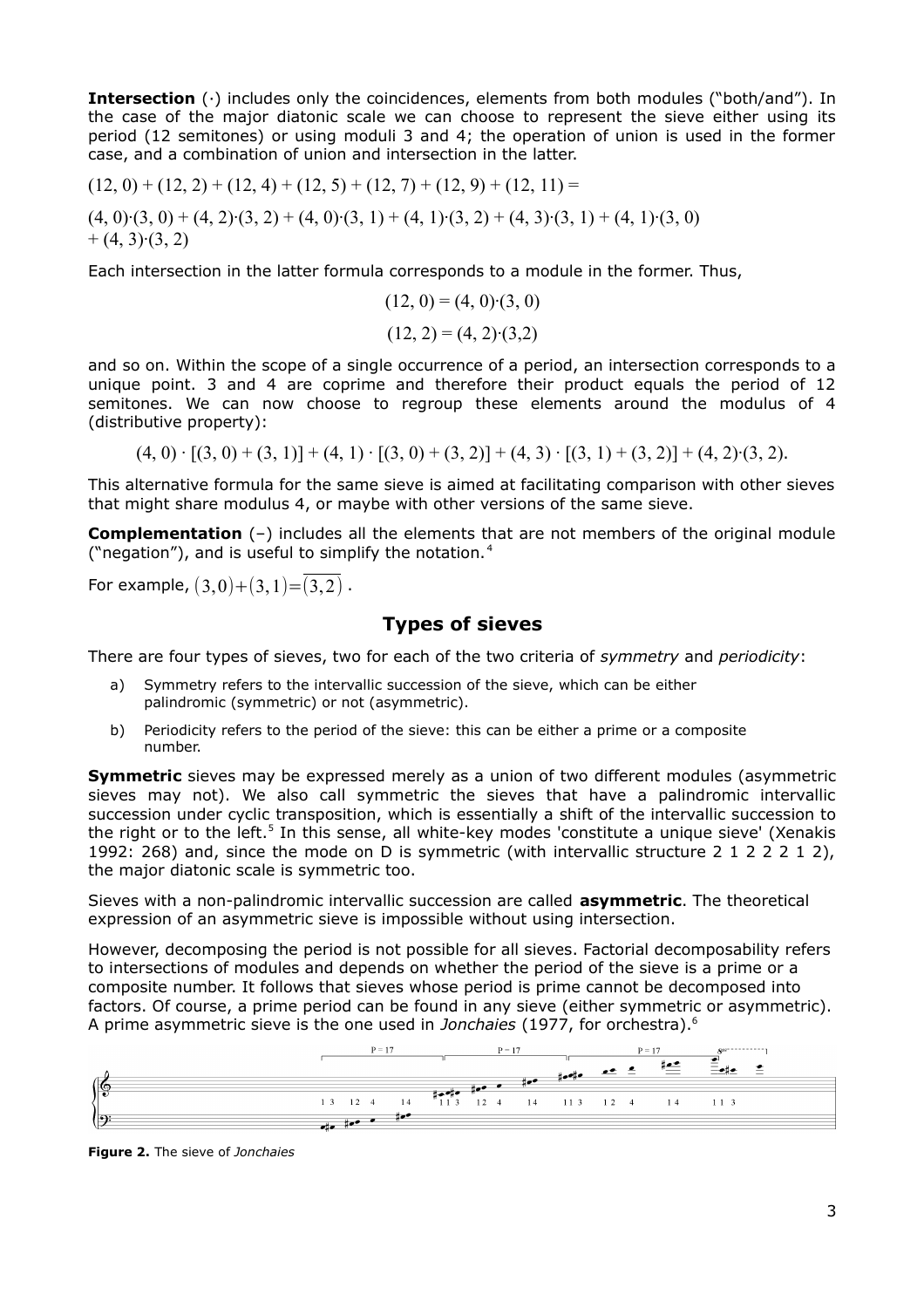**Intersection** (·) includes only the coincidences, elements from both modules ("both/and"). In the case of the major diatonic scale we can choose to represent the sieve either using its period (12 semitones) or using moduli 3 and 4; the operation of union is used in the former case, and a combination of union and intersection in the latter.

$$(12, 0) + (12, 2) + (12, 4) + (12, 5) + (12, 7) + (12, 9) + (12, 11) =$$

$$(4, 0)\cdot(3, 0) + (4, 2)\cdot(3, 2) + (4, 0)\cdot(3, 1) + (4, 1)\cdot(3, 2) + (4, 3)\cdot(3, 1) + (4, 1)\cdot(3, 0) + (4, 3)\cdot(3, 2)$$

Each intersection in the latter formula corresponds to a module in the former. Thus,

$$(12, 0) = (4, 0)\cdot(3, 0)$$

$$(12, 2) = (4, 2)\cdot(3,2)$$

and so on. Within the scope of a single occurrence of a period, an intersection corresponds to a unique point. 3 and 4 are coprime and therefore their product equals the period of 12 semitones. We can now choose to regroup these elements around the modulus of 4 (distributive property):

$$(4, 0) \cdot [(3, 0) + (3, 1)] + (4, 1) \cdot [(3, 0) + (3, 2)] + (4, 3) \cdot [(3, 1) + (3, 2)] + (4, 2)\cdot(3, 2).$$

This alternative formula for the same sieve is aimed at facilitating comparison with other sieves that might share modulus 4, or maybe with other versions of the same sieve.

**Complementation** (–) includes all the elements that are not members of the original module ("negation"), and is useful to simplify the notation.[4]

For example, $(3,0)+(3,1)=\overline{(3,2)}$ .

## Types of sieves

There are four types of sieves, two for each of the two criteria of *symmetry* and *periodicity*:

a) Symmetry refers to the intervallic succession of the sieve, which can be either palindromic (symmetric) or not (asymmetric).

b) Periodicity refers to the period of the sieve: this can be either a prime or a composite number.

**Symmetric** sieves may be expressed merely as a union of two different modules (asymmetric sieves may not). We also call symmetric the sieves that have a palindromic intervallic succession under cyclic transposition, which is essentially a shift of the intervallic succession to the right or to the left.[5] In this sense, all white-key modes 'constitute a unique sieve' (Xenakis 1992: 268) and, since the mode on D is symmetric (with intervallic structure 2 1 2 2 2 1 2), the major diatonic scale is symmetric too.

Sieves with a non-palindromic intervallic succession are called **asymmetric**. The theoretical expression of an asymmetric sieve is impossible without using intersection.

However, decomposing the period is not possible for all sieves. Factorial decomposability refers to intersections of modules and depends on whether the period of the sieve is a prime or a composite number. It follows that sieves whose period is prime cannot be decomposed into factors. Of course, a prime period can be found in any sieve (either symmetric or asymmetric). A prime asymmetric sieve is the one used in *Jonchaies* (1977, for orchestra).[6]

**Figure 2.** The sieve of *Jonchaies*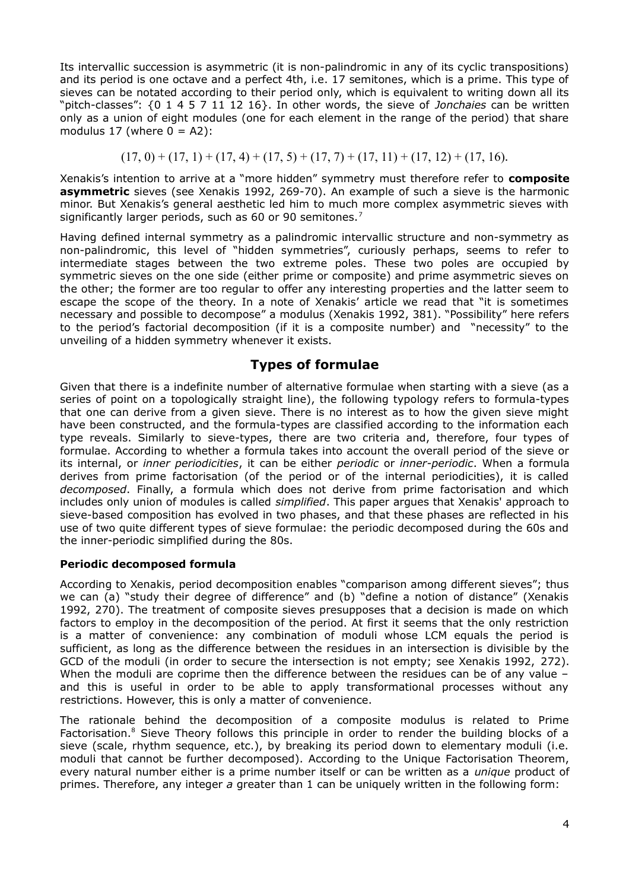Its intervallic succession is asymmetric (it is non-palindromic in any of its cyclic transpositions) and its period is one octave and a perfect 4th, i.e. 17 semitones, which is a prime. This type of sieves can be notated according to their period only, which is equivalent to writing down all its "pitch-classes": {0 1 4 5 7 11 12 16}. In other words, the sieve of *Jonchaies* can be written only as a union of eight modules (one for each element in the range of the period) that share modulus 17 (where 0 = A2):

$$(17, 0) + (17, 1) + (17, 4) + (17, 5) + (17, 7) + (17, 11) + (17, 12) + (17, 16).$$

Xenakis's intention to arrive at a "more hidden" symmetry must therefore refer to **composite asymmetric** sieves (see Xenakis 1992, 269-70). An example of such a sieve is the harmonic minor. But Xenakis's general aesthetic led him to much more complex asymmetric sieves with significantly larger periods, such as 60 or 90 semitones.[7]

Having defined internal symmetry as a palindromic intervallic structure and non-symmetry as non-palindromic, this level of "hidden symmetries", curiously perhaps, seems to refer to intermediate stages between the two extreme poles. These two poles are occupied by symmetric sieves on the one side (either prime or composite) and prime asymmetric sieves on the other; the former are too regular to offer any interesting properties and the latter seem to escape the scope of the theory. In a note of Xenakis' article we read that "it is sometimes necessary and possible to decompose" a modulus (Xenakis 1992, 381). "Possibility" here refers to the period's factorial decomposition (if it is a composite number) and "necessity" to the unveiling of a hidden symmetry whenever it exists.

## Types of formulae

Given that there is a indefinite number of alternative formulae when starting with a sieve (as a series of point on a topologically straight line), the following typology refers to formula-types that one can derive from a given sieve. There is no interest as to how the given sieve might have been constructed, and the formula-types are classified according to the information each type reveals. Similarly to sieve-types, there are two criteria and, therefore, four types of formulae. According to whether a formula takes into account the overall period of the sieve or its internal, or *inner periodicities*, it can be either *periodic* or *inner-periodic*. When a formula derives from prime factorisation (of the period or of the internal periodicities), it is called *decomposed*. Finally, a formula which does not derive from prime factorisation and which includes only union of modules is called *simplified*. This paper argues that Xenakis' approach to sieve-based composition has evolved in two phases, and that these phases are reflected in his use of two quite different types of sieve formulae: the periodic decomposed during the 60s and the inner-periodic simplified during the 80s.

### Periodic decomposed formula

According to Xenakis, period decomposition enables "comparison among different sieves"; thus we can (a) "study their degree of difference" and (b) "define a notion of distance" (Xenakis 1992, 270). The treatment of composite sieves presupposes that a decision is made on which factors to employ in the decomposition of the period. At first it seems that the only restriction is a matter of convenience: any combination of moduli whose LCM equals the period is sufficient, as long as the difference between the residues in an intersection is divisible by the GCD of the moduli (in order to secure the intersection is not empty; see Xenakis 1992, 272). When the moduli are coprime then the difference between the residues can be of any value – and this is useful in order to be able to apply transformational processes without any restrictions. However, this is only a matter of convenience.

The rationale behind the decomposition of a composite modulus is related to Prime Factorisation.[8] Sieve Theory follows this principle in order to render the building blocks of a sieve (scale, rhythm sequence, etc.), by breaking its period down to elementary moduli (i.e. moduli that cannot be further decomposed). According to the Unique Factorisation Theorem, every natural number either is a prime number itself or can be written as a *unique* product of primes. Therefore, any integer *a* greater than 1 can be uniquely written in the following form: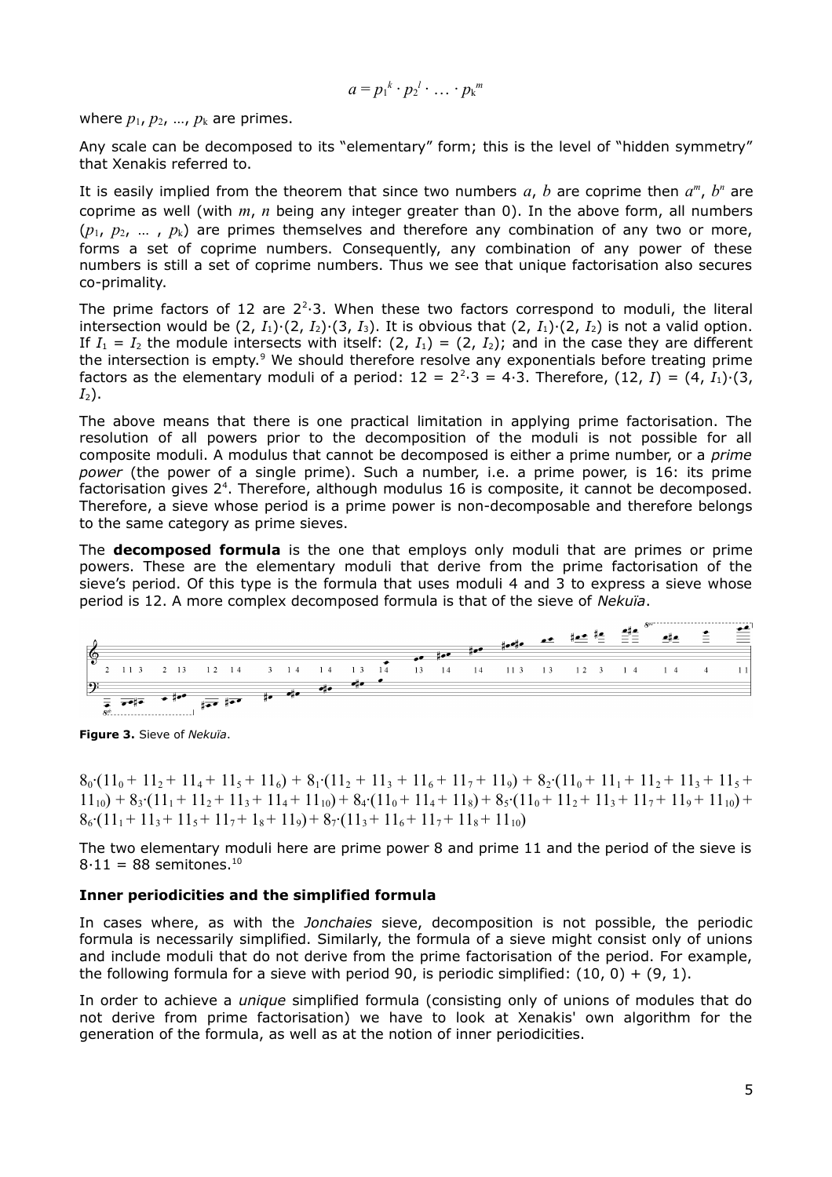$$a = p_1^k \cdot p_2^l \cdot \ldots \cdot p_k^m$$

where $p_1$, $p_2$, …, $p_k$ are primes.

Any scale can be decomposed to its "elementary" form; this is the level of "hidden symmetry" that Xenakis referred to.

It is easily implied from the theorem that since two numbers $a$, $b$ are coprime then $a^m$, $b^n$ are coprime as well (with $m$, $n$ being any integer greater than 0). In the above form, all numbers ($p_1$, $p_2$, … , $p_k$) are primes themselves and therefore any combination of any two or more, forms a set of coprime numbers. Consequently, any combination of any power of these numbers is still a set of coprime numbers. Thus we see that unique factorisation also secures co-primality.

The prime factors of 12 are $2^2 \cdot 3$. When these two factors correspond to moduli, the literal intersection would be $(2, I_1)\cdot(2, I_2)\cdot(3, I_3)$. It is obvious that $(2, I_1)\cdot(2, I_2)$ is not a valid option. If $I_1 = I_2$ the module intersects with itself: $(2, I_1) = (2, I_2)$; and in the case they are different the intersection is empty.[9] We should therefore resolve any exponentials before treating prime factors as the elementary moduli of a period: $12 = 2^2 \cdot 3 = 4 \cdot 3$. Therefore, $(12, I) = (4, I_1)\cdot(3, I_2)$.

The above means that there is one practical limitation in applying prime factorisation. The resolution of all powers prior to the decomposition of the moduli is not possible for all composite moduli. A modulus that cannot be decomposed is either a prime number, or a *prime power* (the power of a single prime). Such a number, i.e. a prime power, is 16: its prime factorisation gives $2^4$. Therefore, although modulus 16 is composite, it cannot be decomposed. Therefore, a sieve whose period is a prime power is non-decomposable and therefore belongs to the same category as prime sieves.

The **decomposed formula** is the one that employs only moduli that are primes or prime powers. These are the elementary moduli that derive from the prime factorisation of the sieve's period. Of this type is the formula that uses moduli 4 and 3 to express a sieve whose period is 12. A more complex decomposed formula is that of the sieve of *Nekuïa*.

**Figure 3.** Sieve of *Nekuïa*.

$$8_0\cdot(11_0 + 11_2 + 11_4 + 11_5 + 11_6) + 8_1\cdot(11_2 + 11_3 + 11_6 + 11_7 + 11_9) + 8_2\cdot(11_0 + 11_1 + 11_2 + 11_3 + 11_5 + 11_{10}) + 8_3\cdot(11_1 + 11_2 + 11_3 + 11_4 + 11_{10}) + 8_4\cdot(11_0 + 11_4 + 11_8) + 8_5\cdot(11_0 + 11_2 + 11_3 + 11_7 + 11_9 + 11_{10}) + 8_6\cdot(11_1 + 11_3 + 11_5 + 11_7 + 1_8 + 11_9) + 8_7\cdot(11_3 + 11_6 + 11_7 + 11_8 + 11_{10})$$

The two elementary moduli here are prime power 8 and prime 11 and the period of the sieve is $8 \cdot 11 = 88$ semitones.[10]

**Inner periodicities and the simplified formula**

In cases where, as with the *Jonchaies* sieve, decomposition is not possible, the periodic formula is necessarily simplified. Similarly, the formula of a sieve might consist only of unions and include moduli that do not derive from the prime factorisation of the period. For example, the following formula for a sieve with period 90, is periodic simplified: (10, 0) + (9, 1).

In order to achieve a *unique* simplified formula (consisting only of unions of modules that do not derive from prime factorisation) we have to look at Xenakis' own algorithm for the generation of the formula, as well as at the notion of inner periodicities.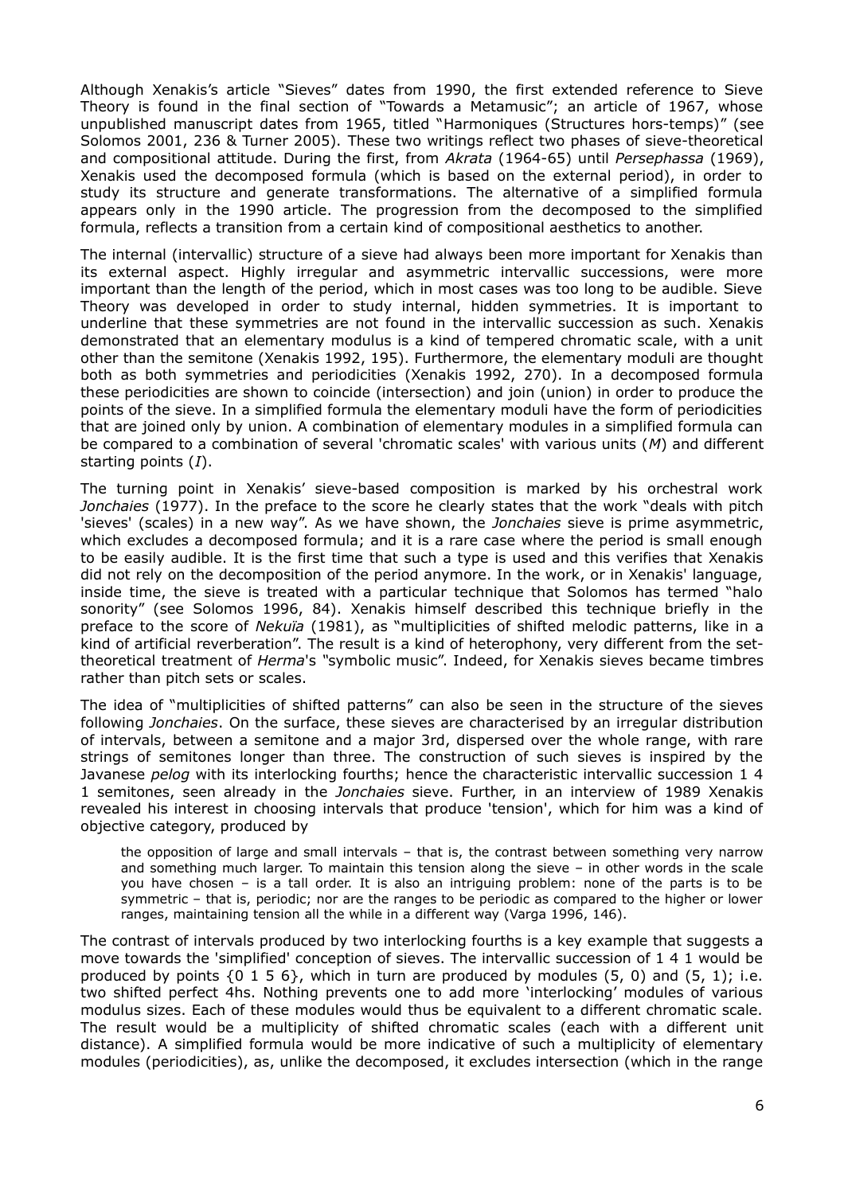Although Xenakis's article "Sieves" dates from 1990, the first extended reference to Sieve Theory is found in the final section of "Towards a Metamusic"; an article of 1967, whose unpublished manuscript dates from 1965, titled "Harmoniques (Structures hors-temps)" (see Solomos 2001, 236 & Turner 2005). These two writings reflect two phases of sieve-theoretical and compositional attitude. During the first, from *Akrata* (1964-65) until *Persephassa* (1969), Xenakis used the decomposed formula (which is based on the external period), in order to study its structure and generate transformations. The alternative of a simplified formula appears only in the 1990 article. The progression from the decomposed to the simplified formula, reflects a transition from a certain kind of compositional aesthetics to another.

The internal (intervallic) structure of a sieve had always been more important for Xenakis than its external aspect. Highly irregular and asymmetric intervallic successions, were more important than the length of the period, which in most cases was too long to be audible. Sieve Theory was developed in order to study internal, hidden symmetries. It is important to underline that these symmetries are not found in the intervallic succession as such. Xenakis demonstrated that an elementary modulus is a kind of tempered chromatic scale, with a unit other than the semitone (Xenakis 1992, 195). Furthermore, the elementary moduli are thought both as both symmetries and periodicities (Xenakis 1992, 270). In a decomposed formula these periodicities are shown to coincide (intersection) and join (union) in order to produce the points of the sieve. In a simplified formula the elementary moduli have the form of periodicities that are joined only by union. A combination of elementary modules in a simplified formula can be compared to a combination of several 'chromatic scales' with various units ($M$) and different starting points ($I$).

The turning point in Xenakis' sieve-based composition is marked by his orchestral work *Jonchaies* (1977). In the preface to the score he clearly states that the work "deals with pitch 'sieves' (scales) in a new way". As we have shown, the *Jonchaies* sieve is prime asymmetric, which excludes a decomposed formula; and it is a rare case where the period is small enough to be easily audible. It is the first time that such a type is used and this verifies that Xenakis did not rely on the decomposition of the period anymore. In the work, or in Xenakis' language, inside time, the sieve is treated with a particular technique that Solomos has termed "halo sonority" (see Solomos 1996, 84). Xenakis himself described this technique briefly in the preface to the score of *Nekuïa* (1981), as "multiplicities of shifted melodic patterns, like in a kind of artificial reverberation". The result is a kind of heterophony, very different from the set-theoretical treatment of *Herma*'s "symbolic music". Indeed, for Xenakis sieves became timbres rather than pitch sets or scales.

The idea of "multiplicities of shifted patterns" can also be seen in the structure of the sieves following *Jonchaies*. On the surface, these sieves are characterised by an irregular distribution of intervals, between a semitone and a major 3rd, dispersed over the whole range, with rare strings of semitones longer than three. The construction of such sieves is inspired by the Javanese *pelog* with its interlocking fourths; hence the characteristic intervallic succession 1 4 1 semitones, seen already in the *Jonchaies* sieve. Further, in an interview of 1989 Xenakis revealed his interest in choosing intervals that produce 'tension', which for him was a kind of objective category, produced by

> the opposition of large and small intervals – that is, the contrast between something very narrow and something much larger. To maintain this tension along the sieve – in other words in the scale you have chosen – is a tall order. It is also an intriguing problem: none of the parts is to be symmetric – that is, periodic; nor are the ranges to be periodic as compared to the higher or lower ranges, maintaining tension all the while in a different way (Varga 1996, 146).

The contrast of intervals produced by two interlocking fourths is a key example that suggests a move towards the 'simplified' conception of sieves. The intervallic succession of 1 4 1 would be produced by points {0 1 5 6}, which in turn are produced by modules (5, 0) and (5, 1); i.e. two shifted perfect 4hs. Nothing prevents one to add more 'interlocking' modules of various modulus sizes. Each of these modules would thus be equivalent to a different chromatic scale. The result would be a multiplicity of shifted chromatic scales (each with a different unit distance). A simplified formula would be more indicative of such a multiplicity of elementary modules (periodicities), as, unlike the decomposed, it excludes intersection (which in the range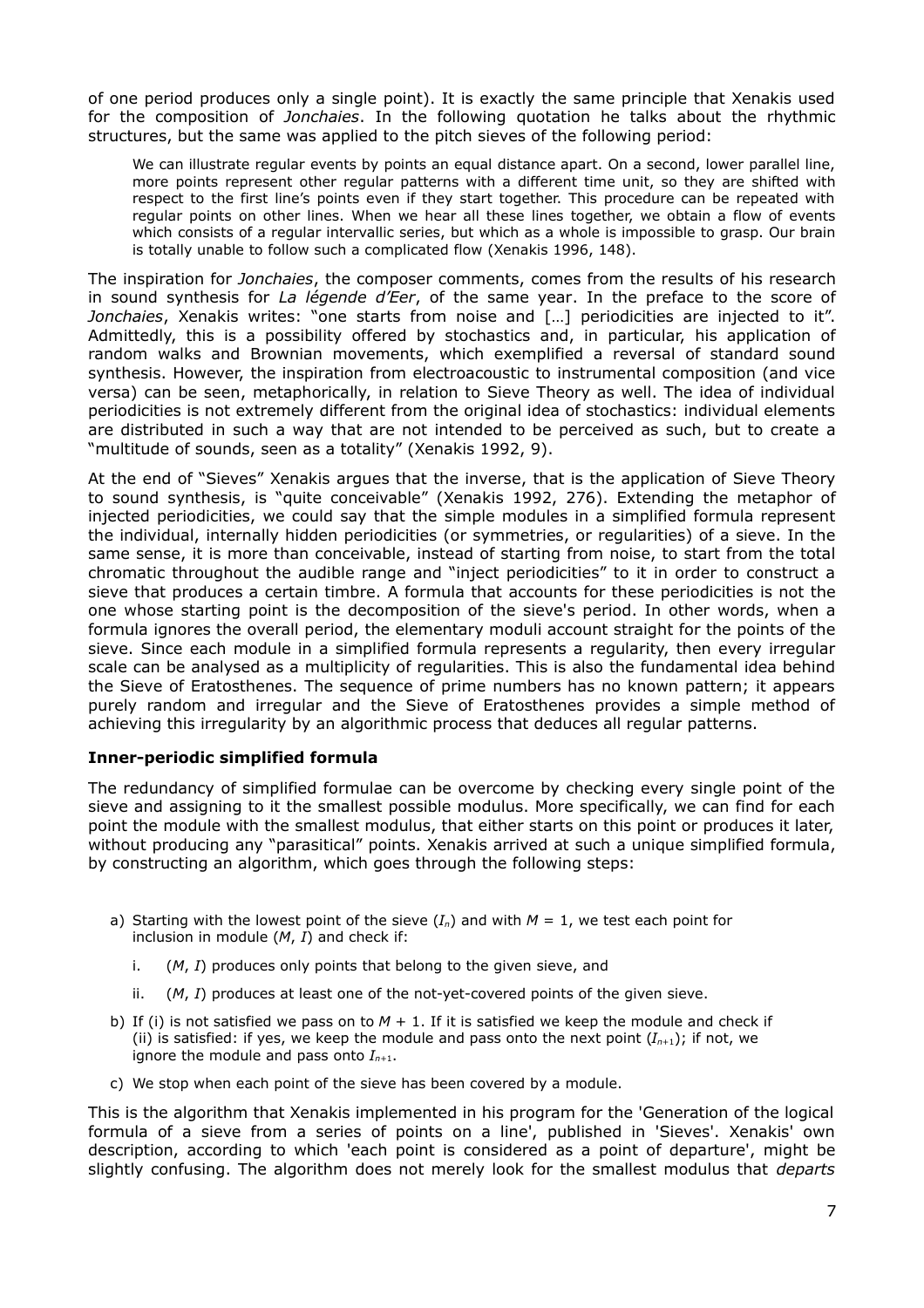of one period produces only a single point). It is exactly the same principle that Xenakis used for the composition of *Jonchaies*. In the following quotation he talks about the rhythmic structures, but the same was applied to the pitch sieves of the following period:

> We can illustrate regular events by points an equal distance apart. On a second, lower parallel line, more points represent other regular patterns with a different time unit, so they are shifted with respect to the first line's points even if they start together. This procedure can be repeated with regular points on other lines. When we hear all these lines together, we obtain a flow of events which consists of a regular intervallic series, but which as a whole is impossible to grasp. Our brain is totally unable to follow such a complicated flow (Xenakis 1996, 148).

The inspiration for *Jonchaies*, the composer comments, comes from the results of his research in sound synthesis for *La légende d'Eer*, of the same year. In the preface to the score of *Jonchaies*, Xenakis writes: "one starts from noise and […] periodicities are injected to it". Admittedly, this is a possibility offered by stochastics and, in particular, his application of random walks and Brownian movements, which exemplified a reversal of standard sound synthesis. However, the inspiration from electroacoustic to instrumental composition (and vice versa) can be seen, metaphorically, in relation to Sieve Theory as well. The idea of individual periodicities is not extremely different from the original idea of stochastics: individual elements are distributed in such a way that are not intended to be perceived as such, but to create a "multitude of sounds, seen as a totality" (Xenakis 1992, 9).

At the end of "Sieves" Xenakis argues that the inverse, that is the application of Sieve Theory to sound synthesis, is "quite conceivable" (Xenakis 1992, 276). Extending the metaphor of injected periodicities, we could say that the simple modules in a simplified formula represent the individual, internally hidden periodicities (or symmetries, or regularities) of a sieve. In the same sense, it is more than conceivable, instead of starting from noise, to start from the total chromatic throughout the audible range and "inject periodicities" to it in order to construct a sieve that produces a certain timbre. A formula that accounts for these periodicities is not the one whose starting point is the decomposition of the sieve's period. In other words, when a formula ignores the overall period, the elementary moduli account straight for the points of the sieve. Since each module in a simplified formula represents a regularity, then every irregular scale can be analysed as a multiplicity of regularities. This is also the fundamental idea behind the Sieve of Eratosthenes. The sequence of prime numbers has no known pattern; it appears purely random and irregular and the Sieve of Eratosthenes provides a simple method of achieving this irregularity by an algorithmic process that deduces all regular patterns.

### Inner-periodic simplified formula

The redundancy of simplified formulae can be overcome by checking every single point of the sieve and assigning to it the smallest possible modulus. More specifically, we can find for each point the module with the smallest modulus, that either starts on this point or produces it later, without producing any "parasitical" points. Xenakis arrived at such a unique simplified formula, by constructing an algorithm, which goes through the following steps:

a) Starting with the lowest point of the sieve ($I_n$) and with $M = 1$, we test each point for inclusion in module ($M$, $I$) and check if:

   i. ($M$, $I$) produces only points that belong to the given sieve, and

   ii. ($M$, $I$) produces at least one of the not-yet-covered points of the given sieve.

b) If (i) is not satisfied we pass on to $M + 1$. If it is satisfied we keep the module and check if (ii) is satisfied: if yes, we keep the module and pass onto the next point ($I_{n+1}$); if not, we ignore the module and pass onto $I_{n+1}$.

c) We stop when each point of the sieve has been covered by a module.

This is the algorithm that Xenakis implemented in his program for the 'Generation of the logical formula of a sieve from a series of points on a line', published in 'Sieves'. Xenakis' own description, according to which 'each point is considered as a point of departure', might be slightly confusing. The algorithm does not merely look for the smallest modulus that *departs*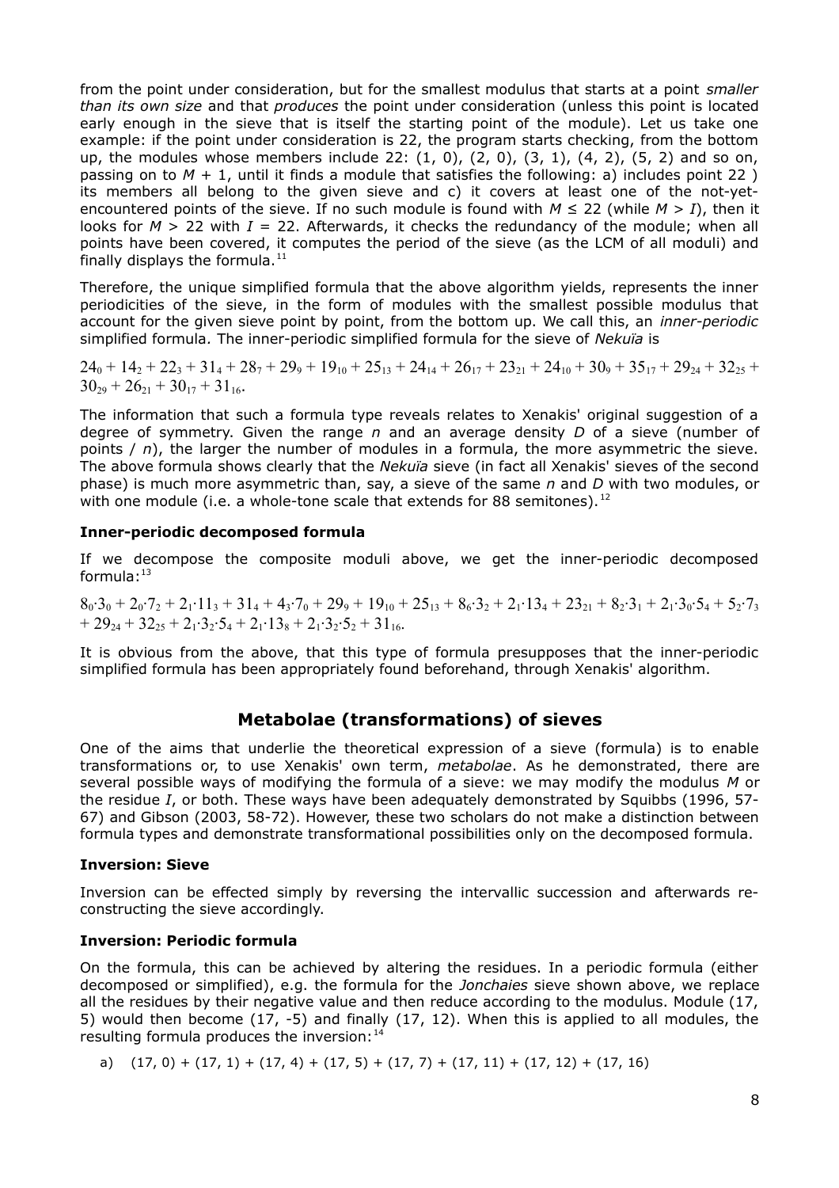from the point under consideration, but for the smallest modulus that starts at a point *smaller than its own size* and that *produces* the point under consideration (unless this point is located early enough in the sieve that is itself the starting point of the module). Let us take one example: if the point under consideration is 22, the program starts checking, from the bottom up, the modules whose members include 22: (1, 0), (2, 0), (3, 1), (4, 2), (5, 2) and so on, passing on to $M + 1$, until it finds a module that satisfies the following: a) includes point 22 ) its members all belong to the given sieve and c) it covers at least one of the not-yet-encountered points of the sieve. If no such module is found with $M \leq 22$ (while $M > I$), then it looks for $M > 22$ with $I = 22$. Afterwards, it checks the redundancy of the module; when all points have been covered, it computes the period of the sieve (as the LCM of all moduli) and finally displays the formula.[11]

Therefore, the unique simplified formula that the above algorithm yields, represents the inner periodicities of the sieve, in the form of modules with the smallest possible modulus that account for the given sieve point by point, from the bottom up. We call this, an *inner-periodic* simplified formula. The inner-periodic simplified formula for the sieve of *Nekuïa* is

$24_0 + 14_2 + 22_3 + 31_4 + 28_7 + 29_9 + 19_{10} + 25_{13} + 24_{14} + 26_{17} + 23_{21} + 24_{10} + 30_9 + 35_{17} + 29_{24} + 32_{25} + 30_{29} + 26_{21} + 30_{17} + 31_{16}$.

The information that such a formula type reveals relates to Xenakis' original suggestion of a degree of symmetry. Given the range $n$ and an average density $D$ of a sieve (number of points / $n$), the larger the number of modules in a formula, the more asymmetric the sieve. The above formula shows clearly that the *Nekuïa* sieve (in fact all Xenakis' sieves of the second phase) is much more asymmetric than, say, a sieve of the same $n$ and $D$ with two modules, or with one module (i.e. a whole-tone scale that extends for 88 semitones).[12]

### Inner-periodic decomposed formula

If we decompose the composite moduli above, we get the inner-periodic decomposed formula:[13]

$8_0{\cdot}3_0 + 2_0{\cdot}7_2 + 2_1{\cdot}11_3 + 31_4 + 4_3{\cdot}7_0 + 29_9 + 19_{10} + 25_{13} + 8_6{\cdot}3_2 + 2_1{\cdot}13_4 + 23_{21} + 8_2{\cdot}3_1 + 2_1{\cdot}3_0{\cdot}5_4 + 5_2{\cdot}7_3 + 29_{24} + 32_{25} + 2_1{\cdot}3_2{\cdot}5_4 + 2_1{\cdot}13_8 + 2_1{\cdot}3_2{\cdot}5_2 + 31_{16}$.

It is obvious from the above, that this type of formula presupposes that the inner-periodic simplified formula has been appropriately found beforehand, through Xenakis' algorithm.

## Metabolae (transformations) of sieves

One of the aims that underlie the theoretical expression of a sieve (formula) is to enable transformations or, to use Xenakis' own term, *metabolae*. As he demonstrated, there are several possible ways of modifying the formula of a sieve: we may modify the modulus $M$ or the residue $I$, or both. These ways have been adequately demonstrated by Squibbs (1996, 57-67) and Gibson (2003, 58-72). However, these two scholars do not make a distinction between formula types and demonstrate transformational possibilities only on the decomposed formula.

### Inversion: Sieve

Inversion can be effected simply by reversing the intervallic succession and afterwards re-constructing the sieve accordingly.

### Inversion: Periodic formula

On the formula, this can be achieved by altering the residues. In a periodic formula (either decomposed or simplified), e.g. the formula for the *Jonchaies* sieve shown above, we replace all the residues by their negative value and then reduce according to the modulus. Module (17, 5) would then become (17, -5) and finally (17, 12). When this is applied to all modules, the resulting formula produces the inversion:[14]

a) (17, 0) + (17, 1) + (17, 4) + (17, 5) + (17, 7) + (17, 11) + (17, 12) + (17, 16)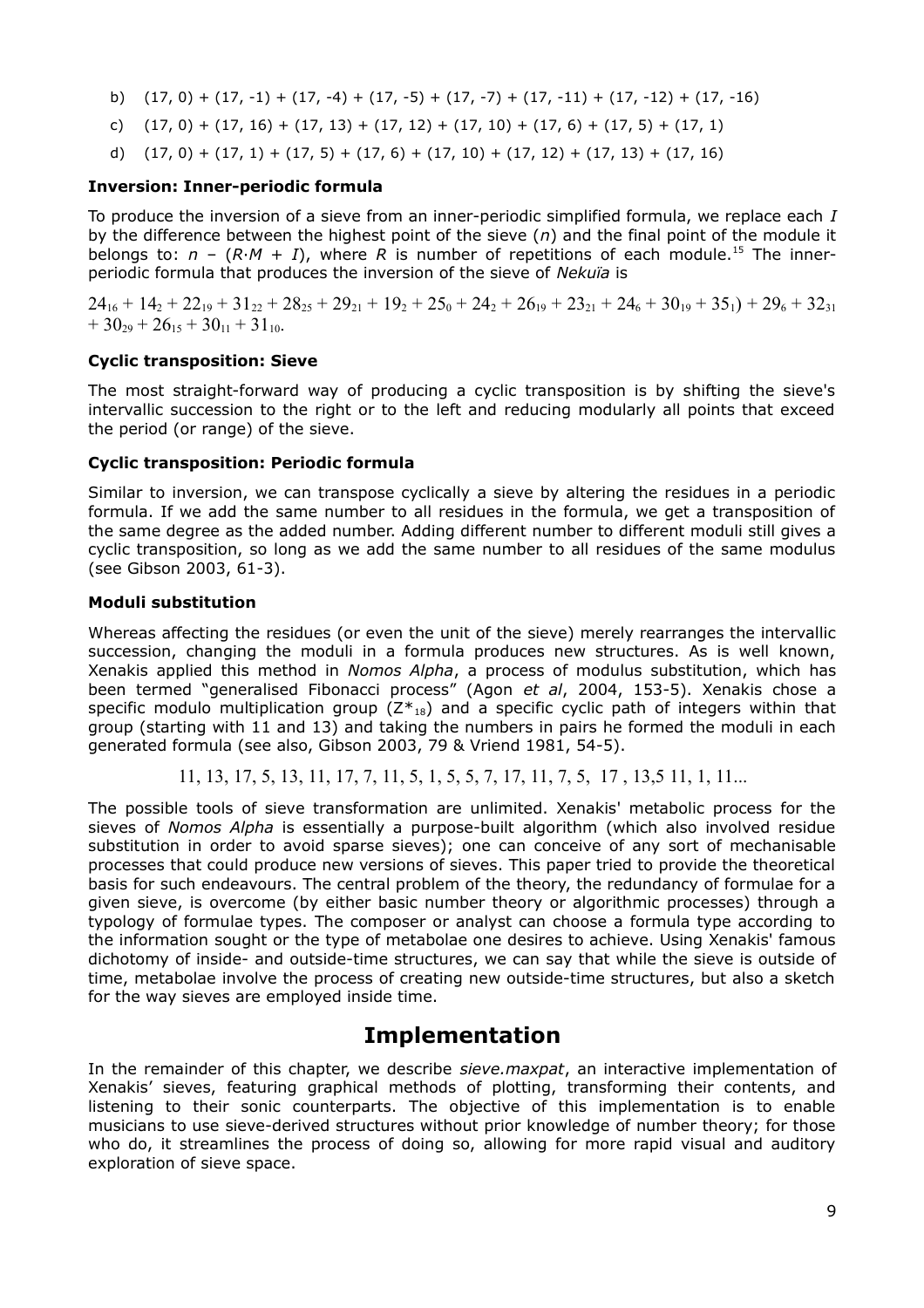b) (17, 0) + (17, -1) + (17, -4) + (17, -5) + (17, -7) + (17, -11) + (17, -12) + (17, -16)

c) (17, 0) + (17, 16) + (17, 13) + (17, 12) + (17, 10) + (17, 6) + (17, 5) + (17, 1)

d) (17, 0) + (17, 1) + (17, 5) + (17, 6) + (17, 10) + (17, 12) + (17, 13) + (17, 16)

**Inversion: Inner-periodic formula**

To produce the inversion of a sieve from an inner-periodic simplified formula, we replace each $I$ by the difference between the highest point of the sieve ($n$) and the final point of the module it belongs to: $n - (R \cdot M + I)$, where $R$ is number of repetitions of each module.[15] The inner-periodic formula that produces the inversion of the sieve of *Nekuïa* is

$24_{16} + 14_{2} + 22_{19} + 31_{22} + 28_{25} + 29_{21} + 19_{2} + 25_{0} + 24_{2} + 26_{19} + 23_{21} + 24_{6} + 30_{19} + 35_{1}) + 29_{6} + 32_{31} + 30_{29} + 26_{15} + 30_{11} + 31_{10}$.

**Cyclic transposition: Sieve**

The most straight-forward way of producing a cyclic transposition is by shifting the sieve's intervallic succession to the right or to the left and reducing modularly all points that exceed the period (or range) of the sieve.

**Cyclic transposition: Periodic formula**

Similar to inversion, we can transpose cyclically a sieve by altering the residues in a periodic formula. If we add the same number to all residues in the formula, we get a transposition of the same degree as the added number. Adding different number to different moduli still gives a cyclic transposition, so long as we add the same number to all residues of the same modulus (see Gibson 2003, 61-3).

**Moduli substitution**

Whereas affecting the residues (or even the unit of the sieve) merely rearranges the intervallic succession, changing the moduli in a formula produces new structures. As is well known, Xenakis applied this method in *Nomos Alpha*, a process of modulus substitution, which has been termed "generalised Fibonacci process" (Agon *et al*, 2004, 153-5). Xenakis chose a specific modulo multiplication group ($Z^*_{18}$) and a specific cyclic path of integers within that group (starting with 11 and 13) and taking the numbers in pairs he formed the moduli in each generated formula (see also, Gibson 2003, 79 & Vriend 1981, 54-5).

11, 13, 17, 5, 13, 11, 17, 7, 11, 5, 1, 5, 5, 7, 17, 11, 7, 5, 17 , 13,5 11, 1, 11...

The possible tools of sieve transformation are unlimited. Xenakis' metabolic process for the sieves of *Nomos Alpha* is essentially a purpose-built algorithm (which also involved residue substitution in order to avoid sparse sieves); one can conceive of any sort of mechanisable processes that could produce new versions of sieves. This paper tried to provide the theoretical basis for such endeavours. The central problem of the theory, the redundancy of formulae for a given sieve, is overcome (by either basic number theory or algorithmic processes) through a typology of formulae types. The composer or analyst can choose a formula type according to the information sought or the type of metabolae one desires to achieve. Using Xenakis' famous dichotomy of inside- and outside-time structures, we can say that while the sieve is outside of time, metabolae involve the process of creating new outside-time structures, but also a sketch for the way sieves are employed inside time.

# Implementation

In the remainder of this chapter, we describe *sieve.maxpat*, an interactive implementation of Xenakis' sieves, featuring graphical methods of plotting, transforming their contents, and listening to their sonic counterparts. The objective of this implementation is to enable musicians to use sieve-derived structures without prior knowledge of number theory; for those who do, it streamlines the process of doing so, allowing for more rapid visual and auditory exploration of sieve space.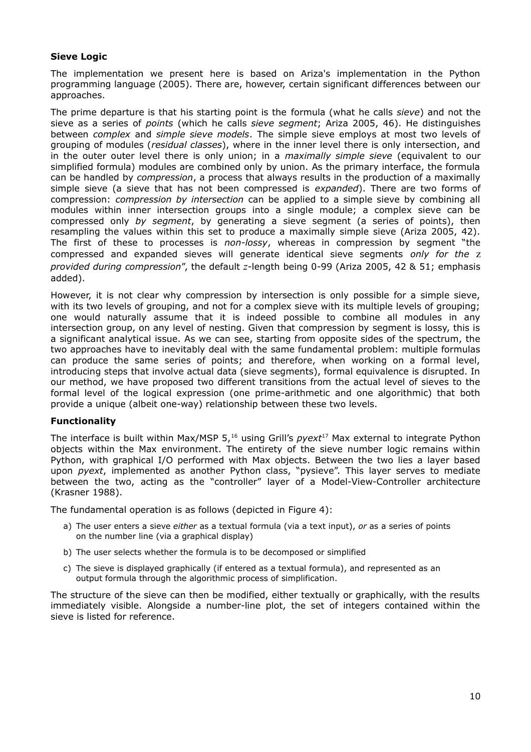### Sieve Logic

The implementation we present here is based on Ariza's implementation in the Python programming language (2005). There are, however, certain significant differences between our approaches.

The prime departure is that his starting point is the formula (what he calls *sieve*) and not the sieve as a series of *points* (which he calls *sieve segment*; Ariza 2005, 46). He distinguishes between *complex* and *simple sieve models*. The simple sieve employs at most two levels of grouping of modules (*residual classes*), where in the inner level there is only intersection, and in the outer outer level there is only union; in a *maximally simple sieve* (equivalent to our simplified formula) modules are combined only by union. As the primary interface, the formula can be handled by *compression*, a process that always results in the production of a maximally simple sieve (a sieve that has not been compressed is *expanded*). There are two forms of compression: *compression by intersection* can be applied to a simple sieve by combining all modules within inner intersection groups into a single module; a complex sieve can be compressed only *by segment*, by generating a sieve segment (a series of points), then resampling the values within this set to produce a maximally simple sieve (Ariza 2005, 42). The first of these to processes is *non-lossy*, whereas in compression by segment "the compressed and expanded sieves will generate identical sieve segments *only for the* $z$ *provided during compression*", the default $z$-length being 0-99 (Ariza 2005, 42 & 51; emphasis added).

However, it is not clear why compression by intersection is only possible for a simple sieve, with its two levels of grouping, and not for a complex sieve with its multiple levels of grouping; one would naturally assume that it is indeed possible to combine all modules in any intersection group, on any level of nesting. Given that compression by segment is lossy, this is a significant analytical issue. As we can see, starting from opposite sides of the spectrum, the two approaches have to inevitably deal with the same fundamental problem: multiple formulas can produce the same series of points; and therefore, when working on a formal level, introducing steps that involve actual data (sieve segments), formal equivalence is disrupted. In our method, we have proposed two different transitions from the actual level of sieves to the formal level of the logical expression (one prime-arithmetic and one algorithmic) that both provide a unique (albeit one-way) relationship between these two levels.

### Functionality

The interface is built within Max/MSP 5,[16] using Grill's *pyext*[17] Max external to integrate Python objects within the Max environment. The entirety of the sieve number logic remains within Python, with graphical I/O performed with Max objects. Between the two lies a layer based upon *pyext*, implemented as another Python class, "pysieve". This layer serves to mediate between the two, acting as the "controller" layer of a Model-View-Controller architecture (Krasner 1988).

The fundamental operation is as follows (depicted in Figure 4):

a) The user enters a sieve *either* as a textual formula (via a text input), *or* as a series of points on the number line (via a graphical display)
b) The user selects whether the formula is to be decomposed or simplified
c) The sieve is displayed graphically (if entered as a textual formula), and represented as an output formula through the algorithmic process of simplification.

The structure of the sieve can then be modified, either textually or graphically, with the results immediately visible. Alongside a number-line plot, the set of integers contained within the sieve is listed for reference.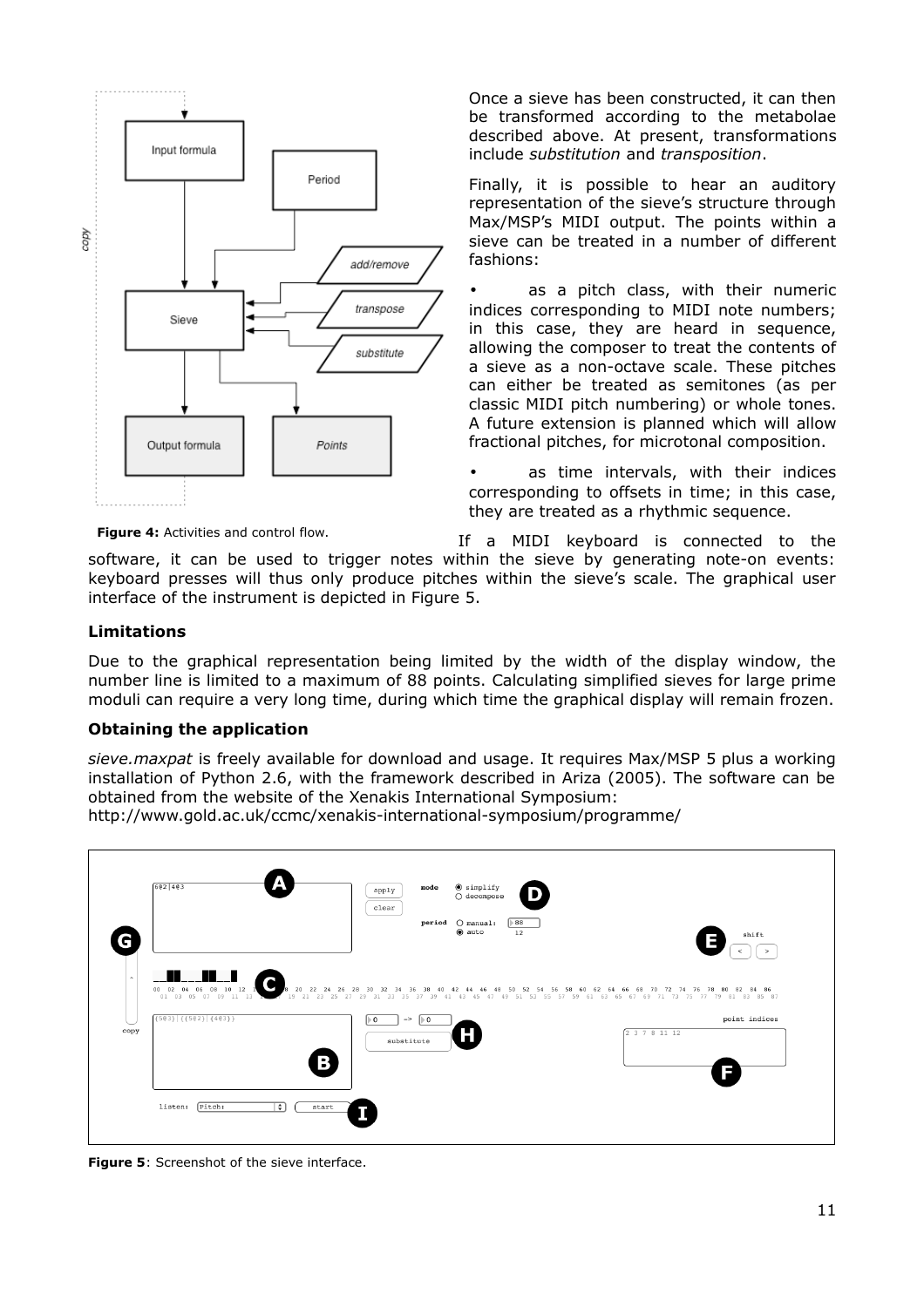Figure 4: Activities and control flow.

Once a sieve has been constructed, it can then be transformed according to the metabolae described above. At present, transformations include *substitution* and *transposition*.

Finally, it is possible to hear an auditory representation of the sieve's structure through Max/MSP's MIDI output. The points within a sieve can be treated in a number of different fashions:

- as a pitch class, with their numeric indices corresponding to MIDI note numbers; in this case, they are heard in sequence, allowing the composer to treat the contents of a sieve as a non-octave scale. These pitches can either be treated as semitones (as per classic MIDI pitch numbering) or whole tones. A future extension is planned which will allow fractional pitches, for microtonal composition.
- as time intervals, with their indices corresponding to offsets in time; in this case, they are treated as a rhythmic sequence.

If a MIDI keyboard is connected to the software, it can be used to trigger notes within the sieve by generating note-on events: keyboard presses will thus only produce pitches within the sieve's scale. The graphical user interface of the instrument is depicted in Figure 5.

### Limitations

Due to the graphical representation being limited by the width of the display window, the number line is limited to a maximum of 88 points. Calculating simplified sieves for large prime moduli can require a very long time, during which time the graphical display will remain frozen.

### Obtaining the application

*sieve.maxpat* is freely available for download and usage. It requires Max/MSP 5 plus a working installation of Python 2.6, with the framework described in Ariza (2005). The software can be obtained from the website of the Xenakis International Symposium:
http://www.gold.ac.uk/ccmc/xenakis-international-symposium/programme/

**Figure 5**: Screenshot of the sieve interface.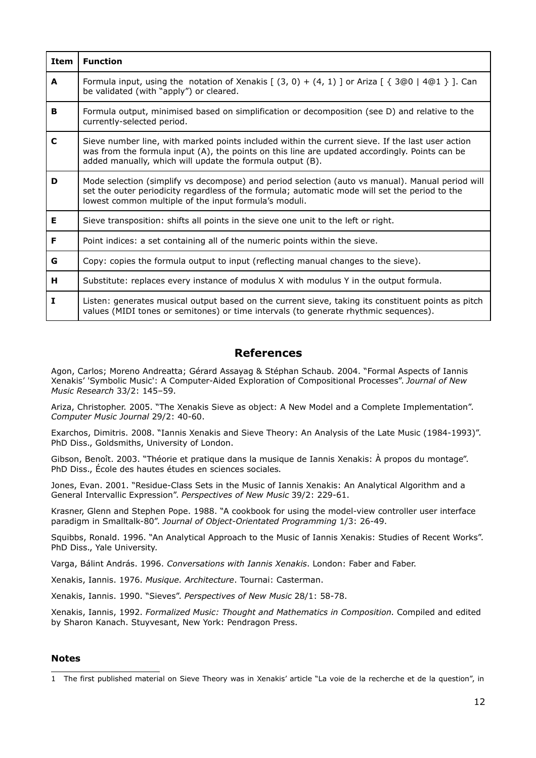| Item | Function |
|---|---|
| **A** | Formula input, using the notation of Xenakis [ (3, 0) + (4, 1) ] or Ariza [ { 3@0 \| 4@1 } ]. Can be validated (with "apply") or cleared. |
| **B** | Formula output, minimised based on simplification or decomposition (see D) and relative to the currently-selected period. |
| **C** | Sieve number line, with marked points included within the current sieve. If the last user action was from the formula input (A), the points on this line are updated accordingly. Points can be added manually, which will update the formula output (B). |
| **D** | Mode selection (simplify vs decompose) and period selection (auto vs manual). Manual period will set the outer periodicity regardless of the formula; automatic mode will set the period to the lowest common multiple of the input formula's moduli. |
| **E** | Sieve transposition: shifts all points in the sieve one unit to the left or right. |
| **F** | Point indices: a set containing all of the numeric points within the sieve. |
| **G** | Copy: copies the formula output to input (reflecting manual changes to the sieve). |
| **H** | Substitute: replaces every instance of modulus X with modulus Y in the output formula. |
| **I** | Listen: generates musical output based on the current sieve, taking its constituent points as pitch values (MIDI tones or semitones) or time intervals (to generate rhythmic sequences). |

## References

Agon, Carlos; Moreno Andreatta; Gérard Assayag & Stéphan Schaub. 2004. "Formal Aspects of Iannis Xenakis' 'Symbolic Music': A Computer-Aided Exploration of Compositional Processes". *Journal of New Music Research* 33/2: 145–59.

Ariza, Christopher. 2005. "The Xenakis Sieve as object: A New Model and a Complete Implementation". *Computer Music Journal* 29/2: 40-60.

Exarchos, Dimitris. 2008. "Iannis Xenakis and Sieve Theory: An Analysis of the Late Music (1984-1993)". PhD Diss., Goldsmiths, University of London.

Gibson, Benoît. 2003. "Théorie et pratique dans la musique de Iannis Xenakis: À propos du montage". PhD Diss., École des hautes études en sciences sociales.

Jones, Evan. 2001. "Residue-Class Sets in the Music of Iannis Xenakis: An Analytical Algorithm and a General Intervallic Expression". *Perspectives of New Music* 39/2: 229-61.

Krasner, Glenn and Stephen Pope. 1988. "A cookbook for using the model-view controller user interface paradigm in Smalltalk-80". *Journal of Object-Orientated Programming* 1/3: 26-49.

Squibbs, Ronald. 1996. "An Analytical Approach to the Music of Iannis Xenakis: Studies of Recent Works". PhD Diss., Yale University.

Varga, Bálint András. 1996. *Conversations with Iannis Xenakis*. London: Faber and Faber.

Xenakis, Iannis. 1976. *Musique. Architecture*. Tournai: Casterman.

Xenakis, Iannis. 1990. "Sieves". *Perspectives of New Music* 28/1: 58-78.

Xenakis, Iannis, 1992. *Formalized Music: Thought and Mathematics in Composition.* Compiled and edited by Sharon Kanach. Stuyvesant, New York: Pendragon Press.

### Notes

1 The first published material on Sieve Theory was in Xenakis' article "La voie de la recherche et de la question", in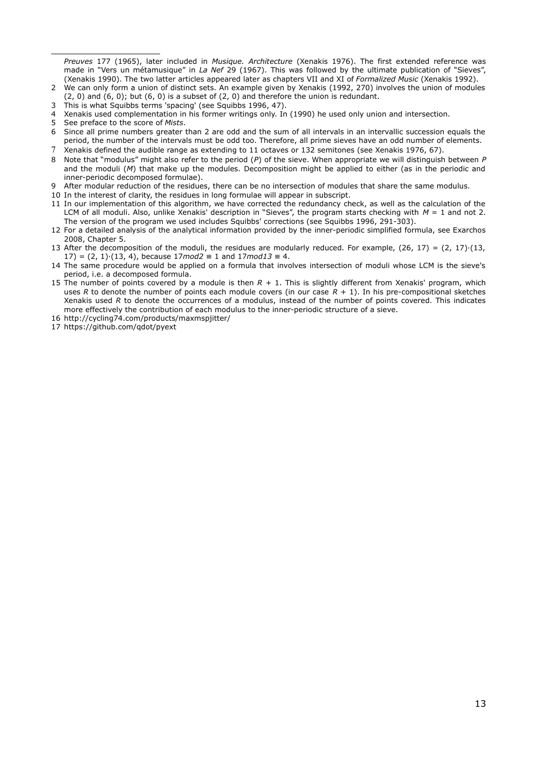*Preuves* 177 (1965), later included in *Musique. Architecture* (Xenakis 1976). The first extended reference was made in "Vers un métamusique" in *La Nef* 29 (1967). This was followed by the ultimate publication of "Sieves", (Xenakis 1990). The two latter articles appeared later as chapters VII and XI of *Formalized Music* (Xenakis 1992).

2 We can only form a union of distinct sets. An example given by Xenakis (1992, 270) involves the union of modules (2, 0) and (6, 0); but (6, 0) is a subset of (2, 0) and therefore the union is redundant.

3 This is what Squibbs terms 'spacing' (see Squibbs 1996, 47).

4 Xenakis used complementation in his former writings only. In (1990) he used only union and intersection.

5 See preface to the score of *Mists*.

6 Since all prime numbers greater than 2 are odd and the sum of all intervals in an intervallic succession equals the period, the number of the intervals must be odd too. Therefore, all prime sieves have an odd number of elements.

7 Xenakis defined the audible range as extending to 11 octaves or 132 semitones (see Xenakis 1976, 67).

8 Note that "modulus" might also refer to the period ($P$) of the sieve. When appropriate we will distinguish between $P$ and the moduli ($M$) that make up the modules. Decomposition might be applied to either (as in the periodic and inner-periodic decomposed formulae).

9 After modular reduction of the residues, there can be no intersection of modules that share the same modulus.

10 In the interest of clarity, the residues in long formulae will appear in subscript.

11 In our implementation of this algorithm, we have corrected the redundancy check, as well as the calculation of the LCM of all moduli. Also, unlike Xenakis' description in "Sieves", the program starts checking with $M = 1$ and not 2. The version of the program we used includes Squibbs' corrections (see Squibbs 1996, 291-303).

12 For a detailed analysis of the analytical information provided by the inner-periodic simplified formula, see Exarchos 2008, Chapter 5.

13 After the decomposition of the moduli, the residues are modularly reduced. For example, (26, 17) = (2, 17)·(13, 17) = (2, 1)·(13, 4), because $17 mod2 \equiv 1$ and $17 mod13 \equiv 4$.

14 The same procedure would be applied on a formula that involves intersection of moduli whose LCM is the sieve's period, i.e. a decomposed formula.

15 The number of points covered by a module is then $R + 1$. This is slightly different from Xenakis' program, which uses $R$ to denote the number of points each module covers (in our case $R + 1$). In his pre-compositional sketches Xenakis used $R$ to denote the occurrences of a modulus, instead of the number of points covered. This indicates more effectively the contribution of each modulus to the inner-periodic structure of a sieve.

16 http://cycling74.com/products/maxmspjitter/

17 https://github.com/qdot/pyext